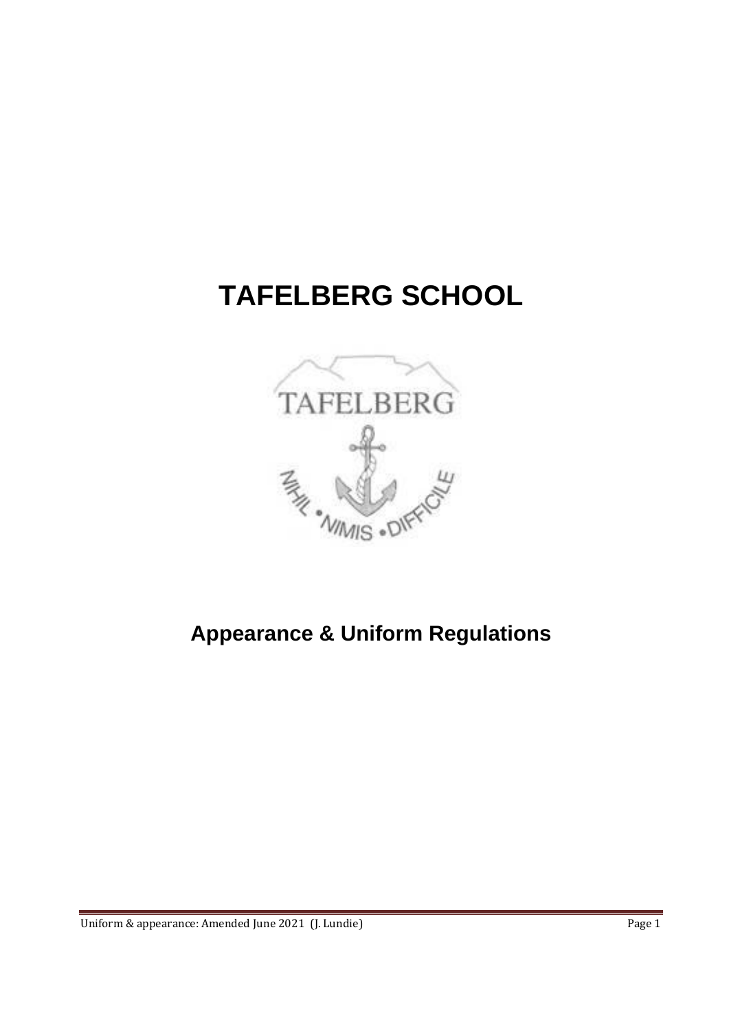# TAFELBERG SCHOOL

TAFELBERG

NIHIL • NIMIS • DIFFICILE

## Appearance & Uniform Regulations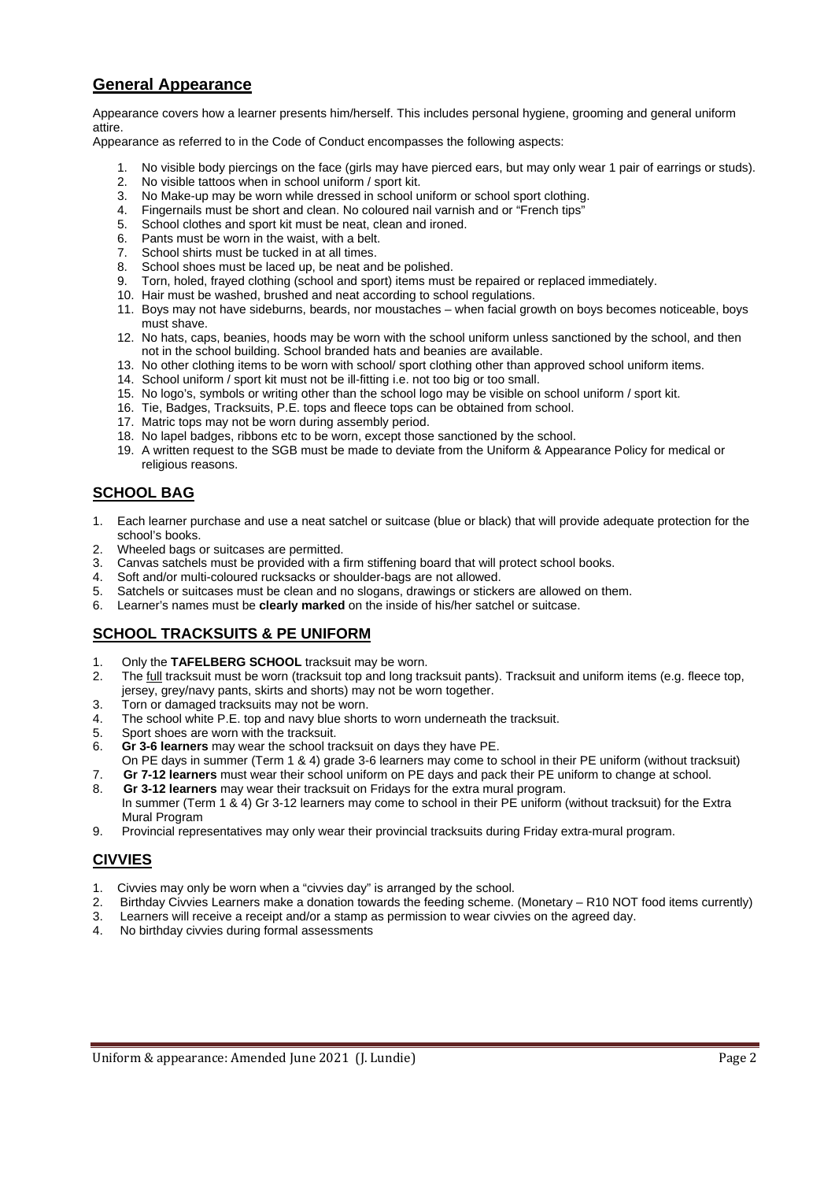## General Appearance

Appearance covers how a learner presents him/herself. This includes personal hygiene, grooming and general uniform attire.

Appearance as referred to in the Code of Conduct encompasses the following aspects:

1. No visible body piercings on the face (girls may have pierced ears, but may only wear 1 pair of earrings or studs).
2. No visible tattoos when in school uniform / sport kit.
3. No Make-up may be worn while dressed in school uniform or school sport clothing.
4. Fingernails must be short and clean. No coloured nail varnish and or "French tips"
5. School clothes and sport kit must be neat, clean and ironed.
6. Pants must be worn in the waist, with a belt.
7. School shirts must be tucked in at all times.
8. School shoes must be laced up, be neat and be polished.
9. Torn, holed, frayed clothing (school and sport) items must be repaired or replaced immediately.
10. Hair must be washed, brushed and neat according to school regulations.
11. Boys may not have sideburns, beards, nor moustaches – when facial growth on boys becomes noticeable, boys must shave.
12. No hats, caps, beanies, hoods may be worn with the school uniform unless sanctioned by the school, and then not in the school building. School branded hats and beanies are available.
13. No other clothing items to be worn with school/ sport clothing other than approved school uniform items.
14. School uniform / sport kit must not be ill-fitting i.e. not too big or too small.
15. No logo's, symbols or writing other than the school logo may be visible on school uniform / sport kit.
16. Tie, Badges, Tracksuits, P.E. tops and fleece tops can be obtained from school.
17. Matric tops may not be worn during assembly period.
18. No lapel badges, ribbons etc to be worn, except those sanctioned by the school.
19. A written request to the SGB must be made to deviate from the Uniform & Appearance Policy for medical or religious reasons.

## SCHOOL BAG

1. Each learner purchase and use a neat satchel or suitcase (blue or black) that will provide adequate protection for the school's books.
2. Wheeled bags or suitcases are permitted.
3. Canvas satchels must be provided with a firm stiffening board that will protect school books.
4. Soft and/or multi-coloured rucksacks or shoulder-bags are not allowed.
5. Satchels or suitcases must be clean and no slogans, drawings or stickers are allowed on them.
6. Learner's names must be **clearly marked** on the inside of his/her satchel or suitcase.

## SCHOOL TRACKSUITS & PE UNIFORM

1. Only the **TAFELBERG SCHOOL** tracksuit may be worn.
2. The full tracksuit must be worn (tracksuit top and long tracksuit pants). Tracksuit and uniform items (e.g. fleece top, jersey, grey/navy pants, skirts and shorts) may not be worn together.
3. Torn or damaged tracksuits may not be worn.
4. The school white P.E. top and navy blue shorts to worn underneath the tracksuit.
5. Sport shoes are worn with the tracksuit.
6. **Gr 3-6 learners** may wear the school tracksuit on days they have PE.
   On PE days in summer (Term 1 & 4) grade 3-6 learners may come to school in their PE uniform (without tracksuit)
7. **Gr 7-12 learners** must wear their school uniform on PE days and pack their PE uniform to change at school.
8. **Gr 3-12 learners** may wear their tracksuit on Fridays for the extra mural program.
   In summer (Term 1 & 4) Gr 3-12 learners may come to school in their PE uniform (without tracksuit) for the Extra Mural Program
9. Provincial representatives may only wear their provincial tracksuits during Friday extra-mural program.

## CIVVIES

1. Civvies may only be worn when a "civvies day" is arranged by the school.
2. Birthday Civvies Learners make a donation towards the feeding scheme. (Monetary – R10 NOT food items currently)
3. Learners will receive a receipt and/or a stamp as permission to wear civvies on the agreed day.
4. No birthday civvies during formal assessments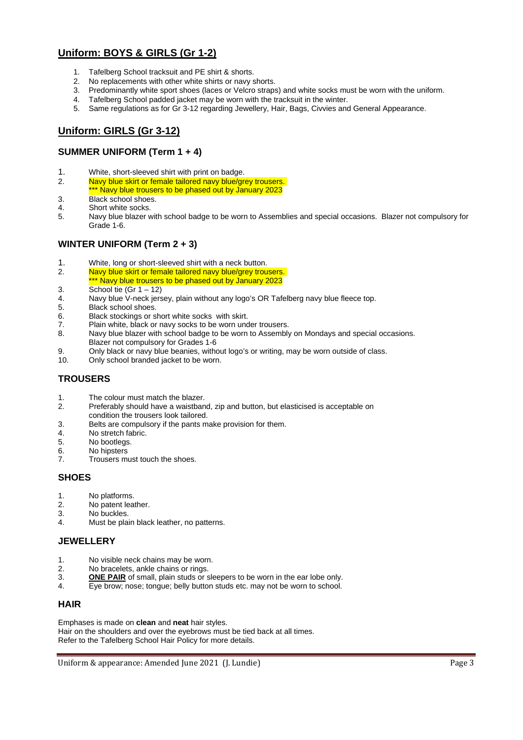## Uniform: BOYS & GIRLS (Gr 1-2)

1. Tafelberg School tracksuit and PE shirt & shorts.
2. No replacements with other white shirts or navy shorts.
3. Predominantly white sport shoes (laces or Velcro straps) and white socks must be worn with the uniform.
4. Tafelberg School padded jacket may be worn with the tracksuit in the winter.
5. Same regulations as for Gr 3-12 regarding Jewellery, Hair, Bags, Civvies and General Appearance.

## Uniform: GIRLS (Gr 3-12)

### SUMMER UNIFORM (Term 1 + 4)

1. White, short-sleeved shirt with print on badge.
2. Navy blue skirt or female tailored navy blue/grey trousers.
   *** Navy blue trousers to be phased out by January 2023
3. Black school shoes.
4. Short white socks.
5. Navy blue blazer with school badge to be worn to Assemblies and special occasions. Blazer not compulsory for Grade 1-6.

### WINTER UNIFORM (Term 2 + 3)

1. White, long or short-sleeved shirt with a neck button.
2. Navy blue skirt or female tailored navy blue/grey trousers.
   *** Navy blue trousers to be phased out by January 2023
3. School tie (Gr 1 – 12)
4. Navy blue V-neck jersey, plain without any logo's OR Tafelberg navy blue fleece top.
5. Black school shoes.
6. Black stockings or short white socks with skirt.
7. Plain white, black or navy socks to be worn under trousers.
8. Navy blue blazer with school badge to be worn to Assembly on Mondays and special occasions.
   Blazer not compulsory for Grades 1-6
9. Only black or navy blue beanies, without logo's or writing, may be worn outside of class.
10. Only school branded jacket to be worn.

### TROUSERS

1. The colour must match the blazer.
2. Preferably should have a waistband, zip and button, but elasticised is acceptable on condition the trousers look tailored.
3. Belts are compulsory if the pants make provision for them.
4. No stretch fabric.
5. No bootlegs.
6. No hipsters
7. Trousers must touch the shoes.

### SHOES

1. No platforms.
2. No patent leather.
3. No buckles.
4. Must be plain black leather, no patterns.

### JEWELLERY

1. No visible neck chains may be worn.
2. No bracelets, ankle chains or rings.
3. **ONE PAIR** of small, plain studs or sleepers to be worn in the ear lobe only.
4. Eye brow; nose; tongue; belly button studs etc. may not be worn to school.

### HAIR

Emphases is made on **clean** and **neat** hair styles.
Hair on the shoulders and over the eyebrows must be tied back at all times.
Refer to the Tafelberg School Hair Policy for more details.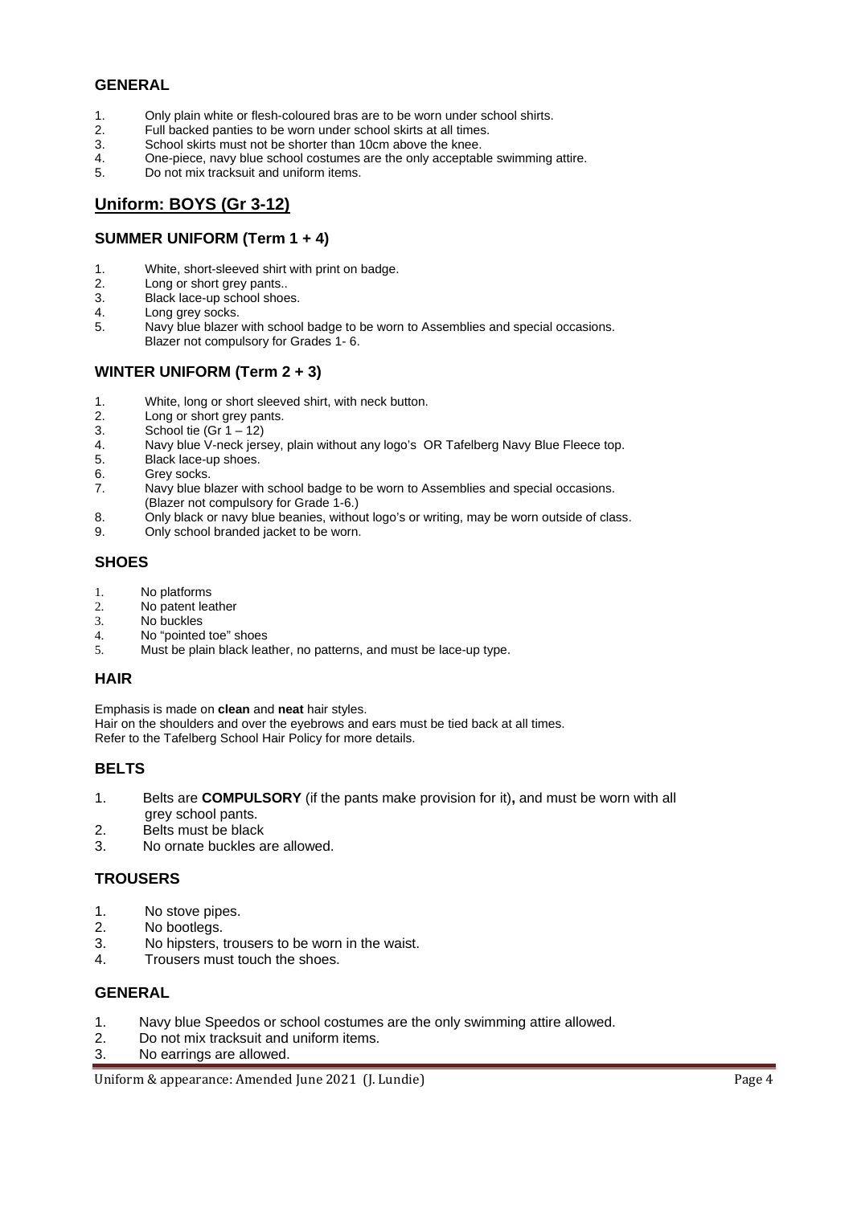## GENERAL

1. Only plain white or flesh-coloured bras are to be worn under school shirts.
2. Full backed panties to be worn under school skirts at all times.
3. School skirts must not be shorter than 10cm above the knee.
4. One-piece, navy blue school costumes are the only acceptable swimming attire.
5. Do not mix tracksuit and uniform items.

# Uniform: BOYS (Gr 3-12)

## SUMMER UNIFORM (Term 1 + 4)

1. White, short-sleeved shirt with print on badge.
2. Long or short grey pants..
3. Black lace-up school shoes.
4. Long grey socks.
5. Navy blue blazer with school badge to be worn to Assemblies and special occasions.
   Blazer not compulsory for Grades 1- 6.

## WINTER UNIFORM (Term 2 + 3)

1. White, long or short sleeved shirt, with neck button.
2. Long or short grey pants.
3. School tie (Gr 1 – 12)
4. Navy blue V-neck jersey, plain without any logo's OR Tafelberg Navy Blue Fleece top.
5. Black lace-up shoes.
6. Grey socks.
7. Navy blue blazer with school badge to be worn to Assemblies and special occasions.
   (Blazer not compulsory for Grade 1-6.)
8. Only black or navy blue beanies, without logo's or writing, may be worn outside of class.
9. Only school branded jacket to be worn.

## SHOES

1. No platforms
2. No patent leather
3. No buckles
4. No "pointed toe" shoes
5. Must be plain black leather, no patterns, and must be lace-up type.

## HAIR

Emphasis is made on **clean** and **neat** hair styles.
Hair on the shoulders and over the eyebrows and ears must be tied back at all times.
Refer to the Tafelberg School Hair Policy for more details.

## BELTS

1. Belts are **COMPULSORY** (if the pants make provision for it)**,** and must be worn with all grey school pants.
2. Belts must be black
3. No ornate buckles are allowed.

## TROUSERS

1. No stove pipes.
2. No bootlegs.
3. No hipsters, trousers to be worn in the waist.
4. Trousers must touch the shoes.

## GENERAL

1. Navy blue Speedos or school costumes are the only swimming attire allowed.
2. Do not mix tracksuit and uniform items.
3. No earrings are allowed.